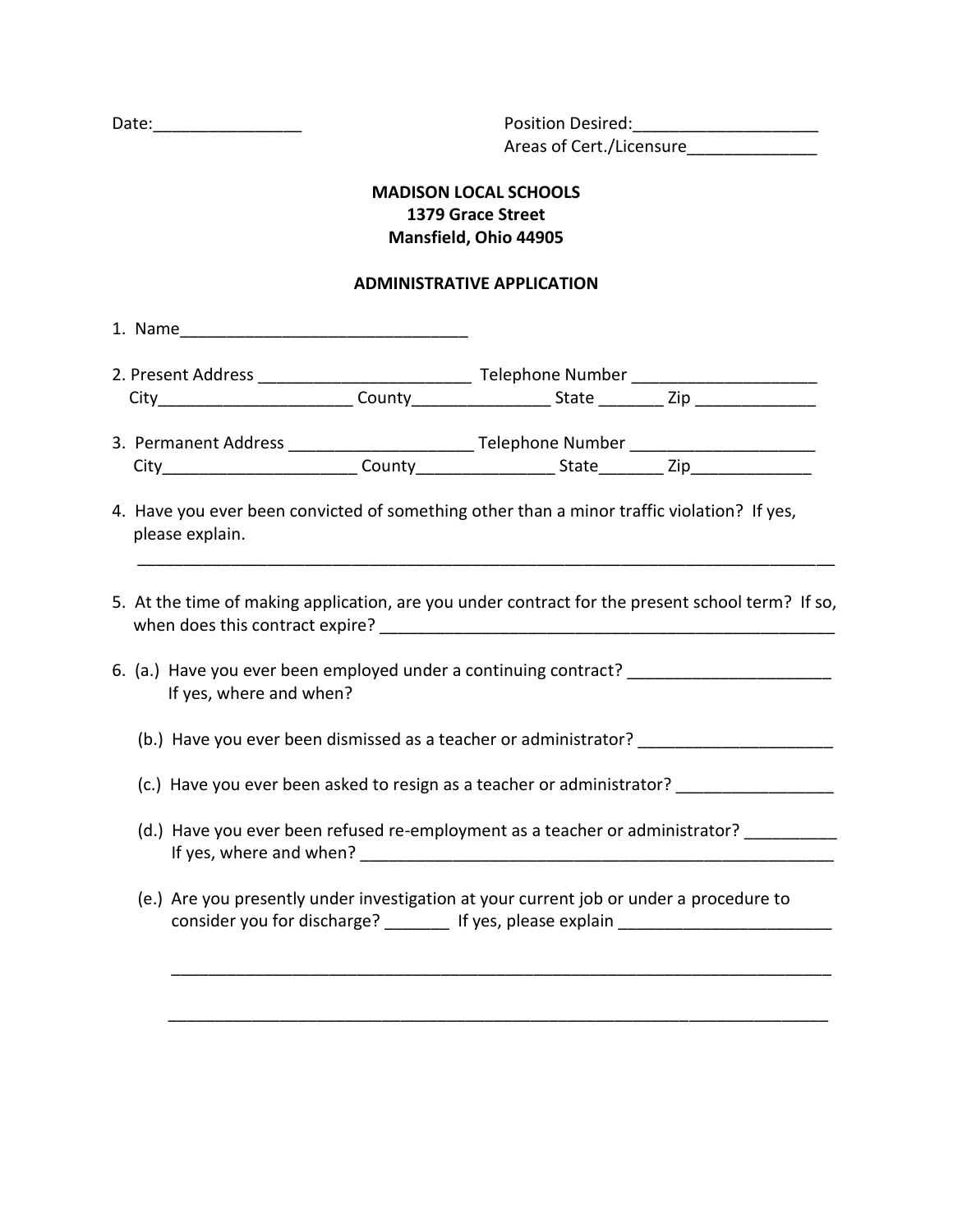Date:________________ Position Desired:____________________

Areas of Cert./Licensure______________

**MADISON LOCAL SCHOOLS**
**1379 Grace Street**
**Mansfield, Ohio 44905**

**ADMINISTRATIVE APPLICATION**

1. Name_______________________________

2. Present Address _______________________ Telephone Number ____________________
   City_____________________ County_______________ State _______ Zip _____________

3. Permanent Address ____________________ Telephone Number ____________________
   City_____________________ County_______________ State_______ Zip_____________

4. Have you ever been convicted of something other than a minor traffic violation? If yes, please explain.
   ___________________________________________________________________________

5. At the time of making application, are you under contract for the present school term? If so, when does this contract expire? __________________________________________________

6. (a.) Have you ever been employed under a continuing contract? ______________________
   If yes, where and when?

   (b.) Have you ever been dismissed as a teacher or administrator? _____________________

   (c.) Have you ever been asked to resign as a teacher or administrator? _________________

   (d.) Have you ever been refused re-employment as a teacher or administrator? __________
   If yes, where and when? ____________________________________________________

   (e.) Are you presently under investigation at your current job or under a procedure to consider you for discharge? _______ If yes, please explain _______________________

   ________________________________________________________________________

   ________________________________________________________________________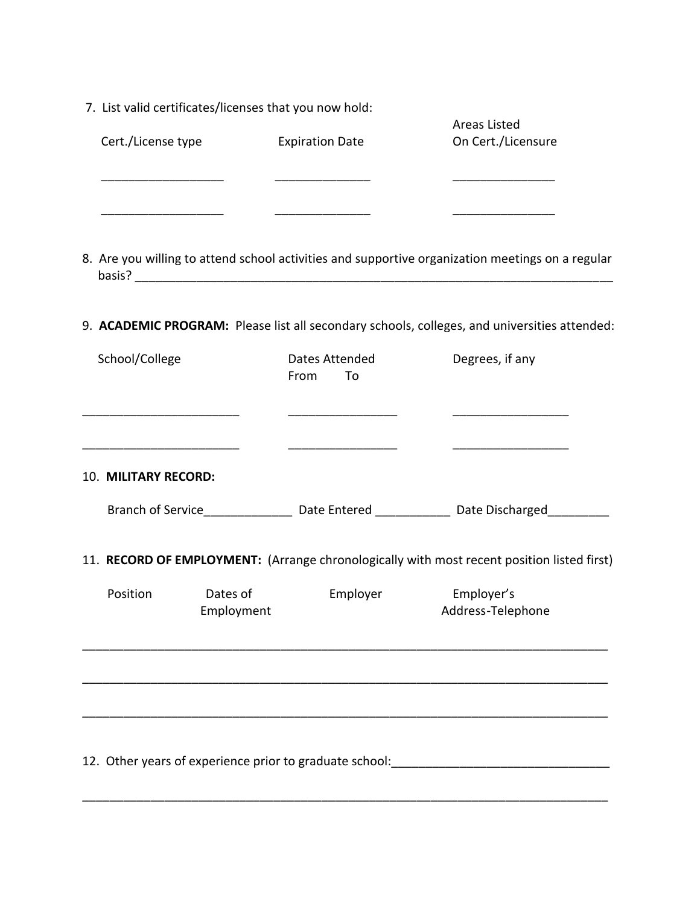7. List valid certificates/licenses that you now hold:

| Cert./License type | Expiration Date | Areas Listed On Cert./Licensure |
| --- | --- | --- |
| __________________ | ______________ | _______________ |
| __________________ | ______________ | _______________ |

8. Are you willing to attend school activities and supportive organization meetings on a regular basis? ________________________________________________________________________

9. **ACADEMIC PROGRAM:** Please list all secondary schools, colleges, and universities attended:

| School/College | Dates Attended From To | Degrees, if any |
| --- | --- | --- |
| _______________________ | ________________ | _________________ |
| _______________________ | ________________ | _________________ |

10. **MILITARY RECORD:**

Branch of Service_____________ Date Entered ___________ Date Discharged_________

11. **RECORD OF EMPLOYMENT:** (Arrange chronologically with most recent position listed first)

| Position | Dates of Employment | Employer | Employer's Address-Telephone |
| --- | --- | --- | --- |
| | | | |
| | | | |
| | | | |

12. Other years of experience prior to graduate school:_______________________________

_____________________________________________________________________________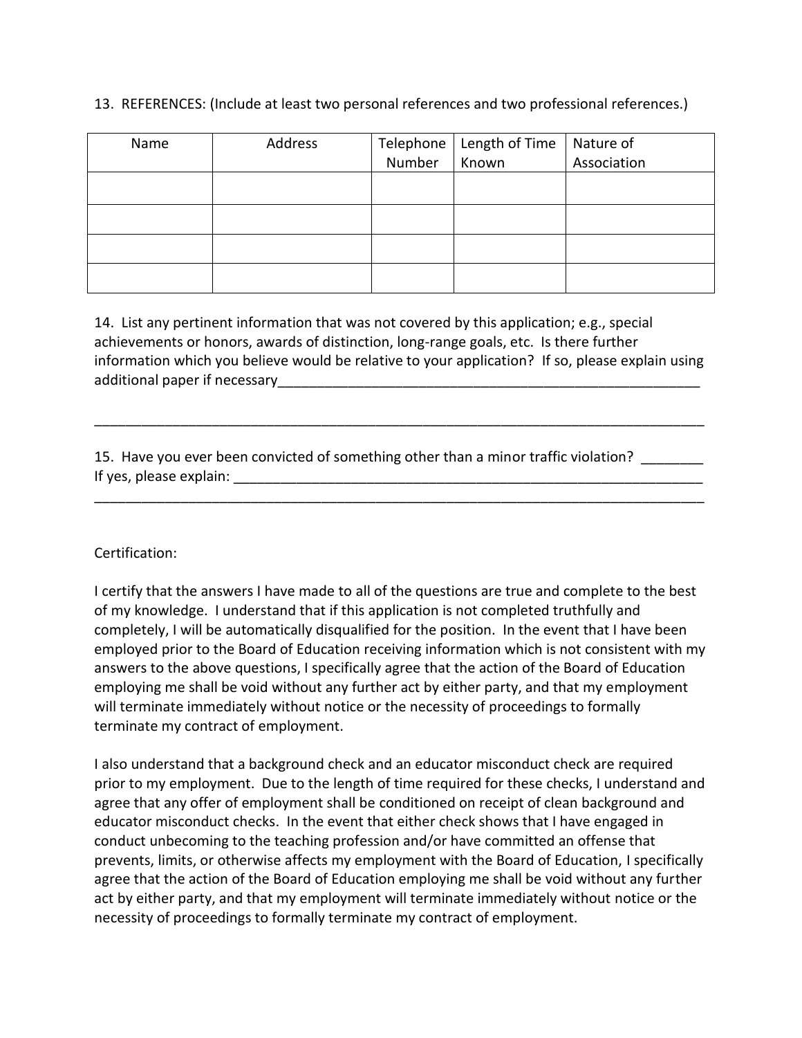13. REFERENCES: (Include at least two personal references and two professional references.)

| Name | Address | Telephone Number | Length of Time Known | Nature of Association |
| --- | --- | --- | --- | --- |
| | | | | |
| | | | | |
| | | | | |
| | | | | |

14. List any pertinent information that was not covered by this application; e.g., special achievements or honors, awards of distinction, long-range goals, etc. Is there further information which you believe would be relative to your application? If so, please explain using additional paper if necessary______________________________________________________

_____________________________________________________________________________

15. Have you ever been convicted of something other than a minor traffic violation? ________
If yes, please explain: ____________________________________________________________
_____________________________________________________________________________

Certification:

I certify that the answers I have made to all of the questions are true and complete to the best of my knowledge. I understand that if this application is not completed truthfully and completely, I will be automatically disqualified for the position. In the event that I have been employed prior to the Board of Education receiving information which is not consistent with my answers to the above questions, I specifically agree that the action of the Board of Education employing me shall be void without any further act by either party, and that my employment will terminate immediately without notice or the necessity of proceedings to formally terminate my contract of employment.

I also understand that a background check and an educator misconduct check are required prior to my employment. Due to the length of time required for these checks, I understand and agree that any offer of employment shall be conditioned on receipt of clean background and educator misconduct checks. In the event that either check shows that I have engaged in conduct unbecoming to the teaching profession and/or have committed an offense that prevents, limits, or otherwise affects my employment with the Board of Education, I specifically agree that the action of the Board of Education employing me shall be void without any further act by either party, and that my employment will terminate immediately without notice or the necessity of proceedings to formally terminate my contract of employment.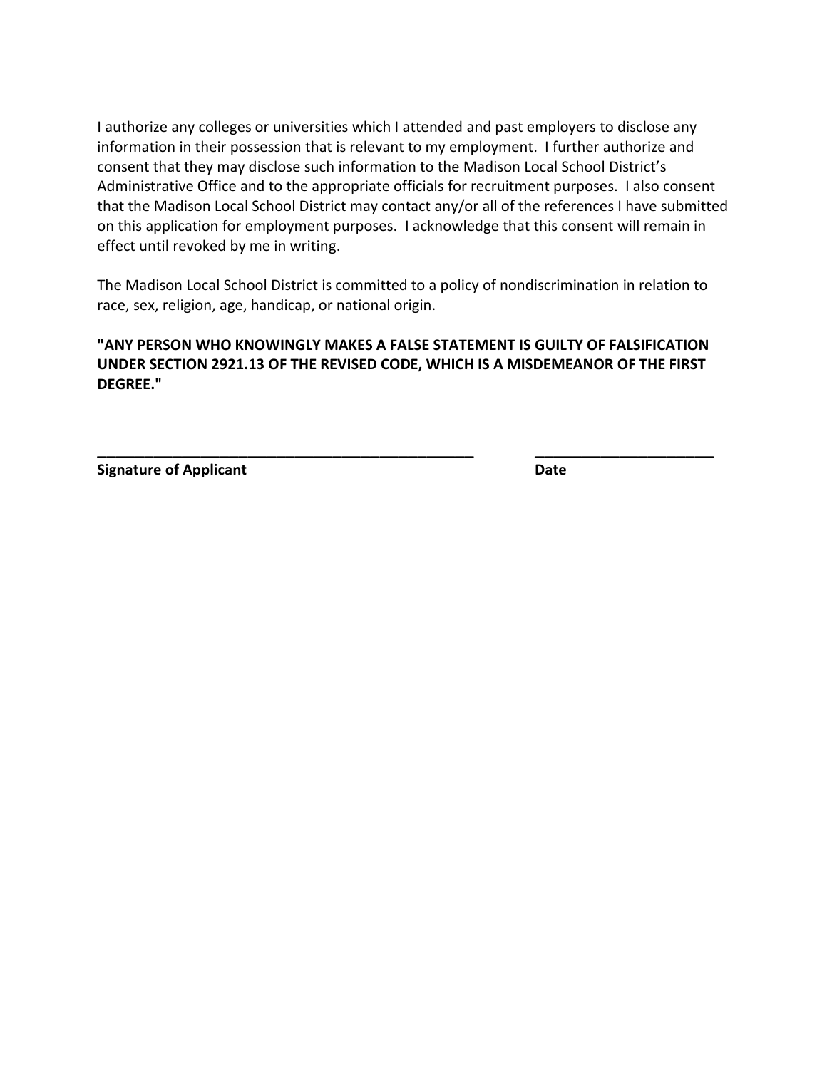I authorize any colleges or universities which I attended and past employers to disclose any information in their possession that is relevant to my employment. I further authorize and consent that they may disclose such information to the Madison Local School District's Administrative Office and to the appropriate officials for recruitment purposes. I also consent that the Madison Local School District may contact any/or all of the references I have submitted on this application for employment purposes. I acknowledge that this consent will remain in effect until revoked by me in writing.

The Madison Local School District is committed to a policy of nondiscrimination in relation to race, sex, religion, age, handicap, or national origin.

**"ANY PERSON WHO KNOWINGLY MAKES A FALSE STATEMENT IS GUILTY OF FALSIFICATION UNDER SECTION 2921.13 OF THE REVISED CODE, WHICH IS A MISDEMEANOR OF THE FIRST DEGREE."**

**______________________________________________** &nbsp;&nbsp;&nbsp;&nbsp; **______________________**

**Signature of Applicant** &nbsp;&nbsp;&nbsp;&nbsp; **Date**